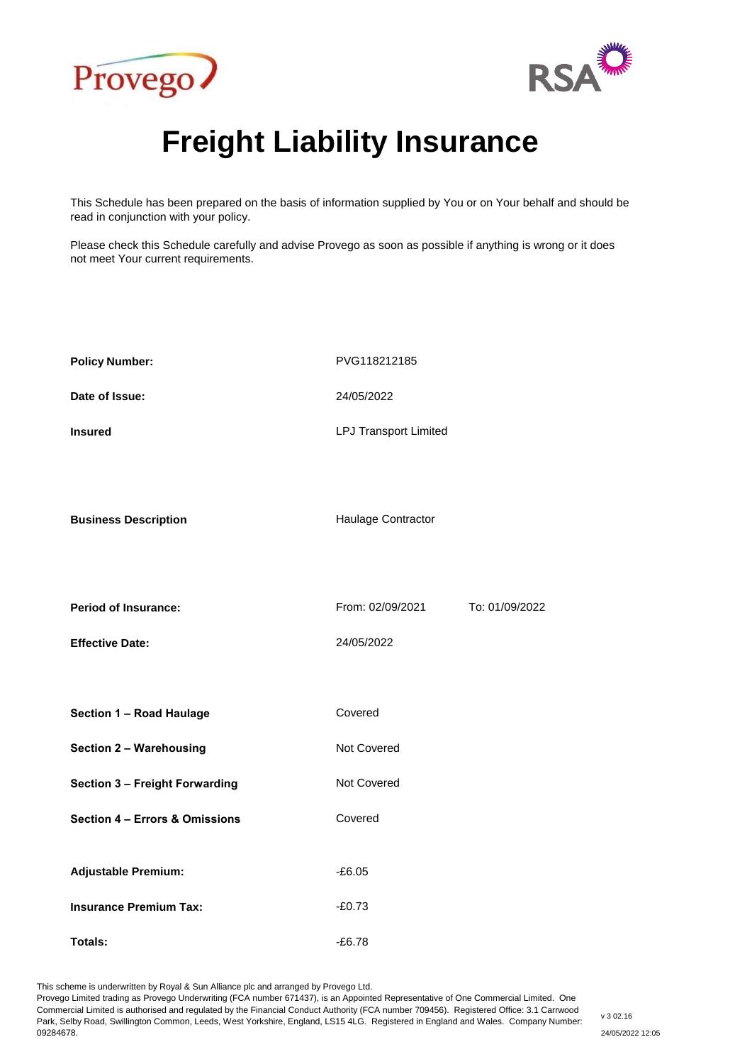Provego

RSA

# Freight Liability Insurance

This Schedule has been prepared on the basis of information supplied by You or on Your behalf and should be read in conjunction with your policy.

Please check this Schedule carefully and advise Provego as soon as possible if anything is wrong or it does not meet Your current requirements.

| | | |
|---|---|---|
| **Policy Number:** | PVG118212185 | |
| **Date of Issue:** | 24/05/2022 | |
| **Insured** | LPJ Transport Limited | |
| **Business Description** | Haulage Contractor | |
| **Period of Insurance:** | From: 02/09/2021 | To: 01/09/2022 |
| **Effective Date:** | 24/05/2022 | |
| **Section 1 – Road Haulage** | Covered | |
| **Section 2 – Warehousing** | Not Covered | |
| **Section 3 – Freight Forwarding** | Not Covered | |
| **Section 4 – Errors & Omissions** | Covered | |
| **Adjustable Premium:** | -£6.05 | |
| **Insurance Premium Tax:** | -£0.73 | |
| **Totals:** | -£6.78 | |

This scheme is underwritten by Royal & Sun Alliance plc and arranged by Provego Ltd.
Provego Limited trading as Provego Underwriting (FCA number 671437), is an Appointed Representative of One Commercial Limited. One Commercial Limited is authorised and regulated by the Financial Conduct Authority (FCA number 709456). Registered Office: 3.1 Carrwood Park, Selby Road, Swillington Common, Leeds, West Yorkshire, England, LS15 4LG. Registered in England and Wales. Company Number: 09284678.

v 3 02.16

24/05/2022 12:05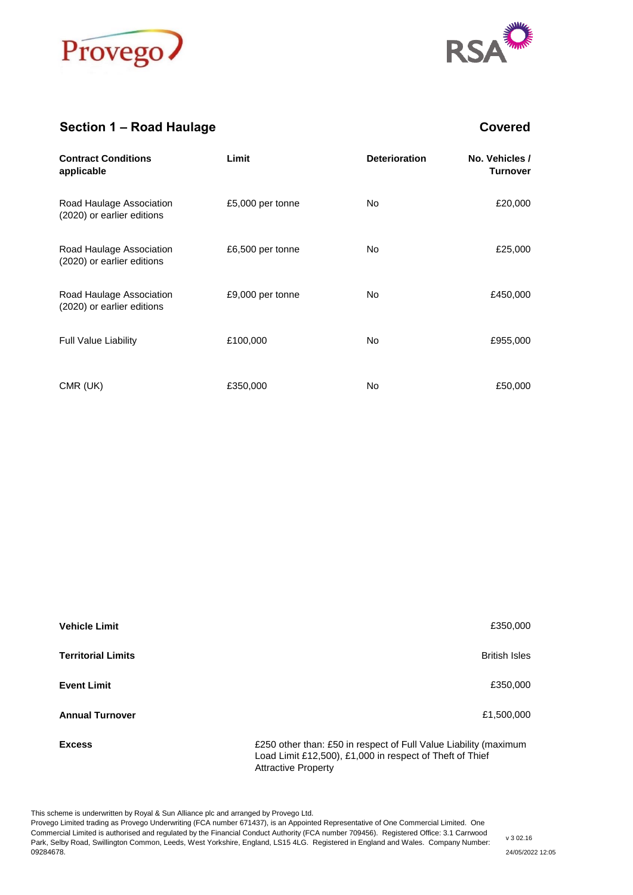## Section 1 – Road Haulage

**Covered**

| Contract Conditions applicable | Limit | Deterioration | No. Vehicles / Turnover |
|---|---|---|---|
| Road Haulage Association (2020) or earlier editions | £5,000 per tonne | No | £20,000 |
| Road Haulage Association (2020) or earlier editions | £6,500 per tonne | No | £25,000 |
| Road Haulage Association (2020) or earlier editions | £9,000 per tonne | No | £450,000 |
| Full Value Liability | £100,000 | No | £955,000 |
| CMR (UK) | £350,000 | No | £50,000 |

| | |
|---|---|
| **Vehicle Limit** | £350,000 |
| **Territorial Limits** | British Isles |
| **Event Limit** | £350,000 |
| **Annual Turnover** | £1,500,000 |
| **Excess** | £250 other than: £50 in respect of Full Value Liability (maximum Load Limit £12,500), £1,000 in respect of Theft of Thief Attractive Property |

This scheme is underwritten by Royal & Sun Alliance plc and arranged by Provego Ltd.
Provego Limited trading as Provego Underwriting (FCA number 671437), is an Appointed Representative of One Commercial Limited. One Commercial Limited is authorised and regulated by the Financial Conduct Authority (FCA number 709456). Registered Office: 3.1 Carrwood Park, Selby Road, Swillington Common, Leeds, West Yorkshire, England, LS15 4LG. Registered in England and Wales. Company Number: 09284678.

v 3 02.16

24/05/2022 12:05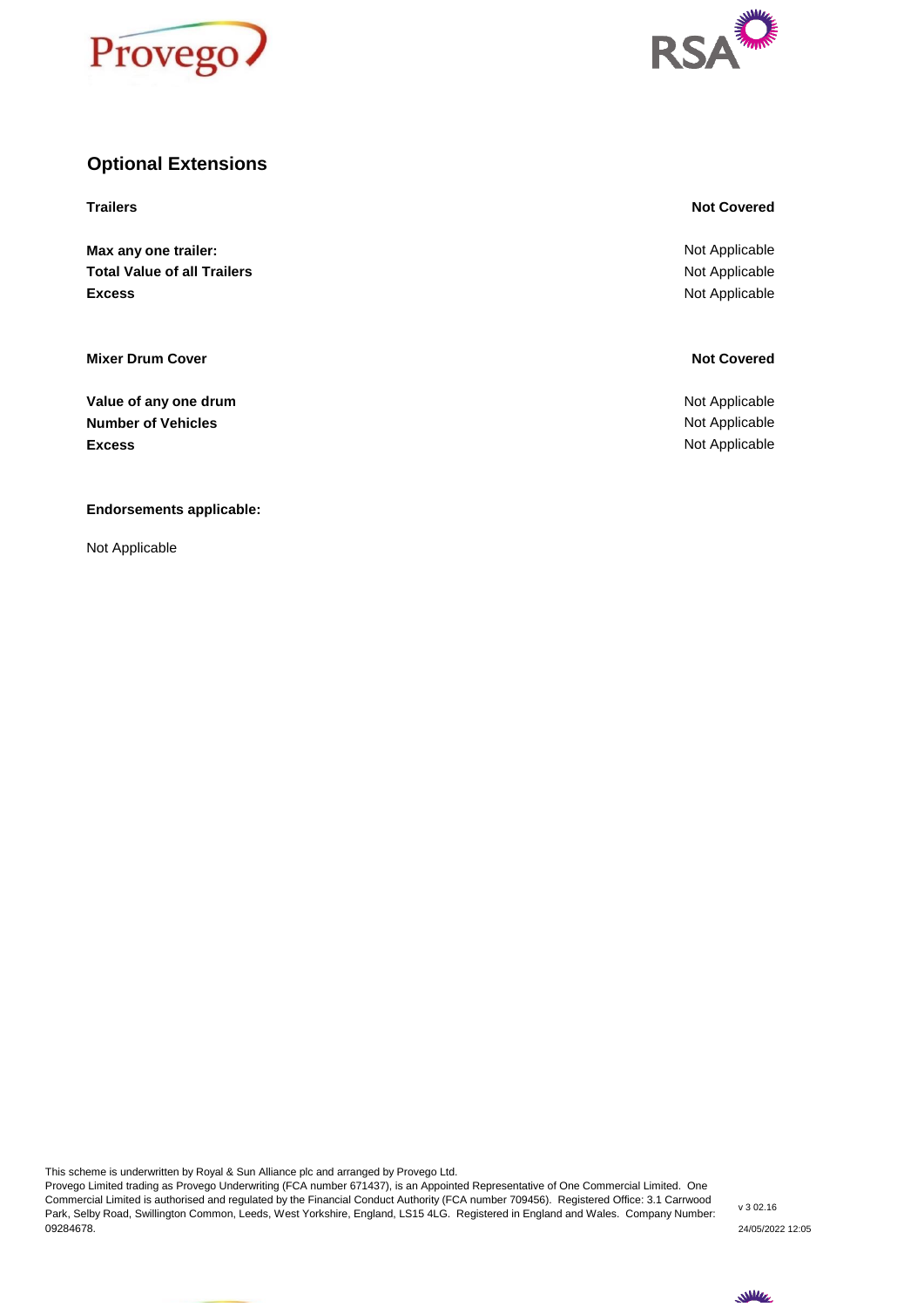## Optional Extensions

| | |
|---|---|
| **Trailers** | **Not Covered** |
| **Max any one trailer:** | Not Applicable |
| **Total Value of all Trailers** | Not Applicable |
| **Excess** | Not Applicable |

| | |
|---|---|
| **Mixer Drum Cover** | **Not Covered** |
| **Value of any one drum** | Not Applicable |
| **Number of Vehicles** | Not Applicable |
| **Excess** | Not Applicable |

**Endorsements applicable:**

Not Applicable

This scheme is underwritten by Royal & Sun Alliance plc and arranged by Provego Ltd.
Provego Limited trading as Provego Underwriting (FCA number 671437), is an Appointed Representative of One Commercial Limited. One Commercial Limited is authorised and regulated by the Financial Conduct Authority (FCA number 709456). Registered Office: 3.1 Carrwood Park, Selby Road, Swillington Common, Leeds, West Yorkshire, England, LS15 4LG. Registered in England and Wales. Company Number: 09284678.

v 3 02.16

24/05/2022 12:05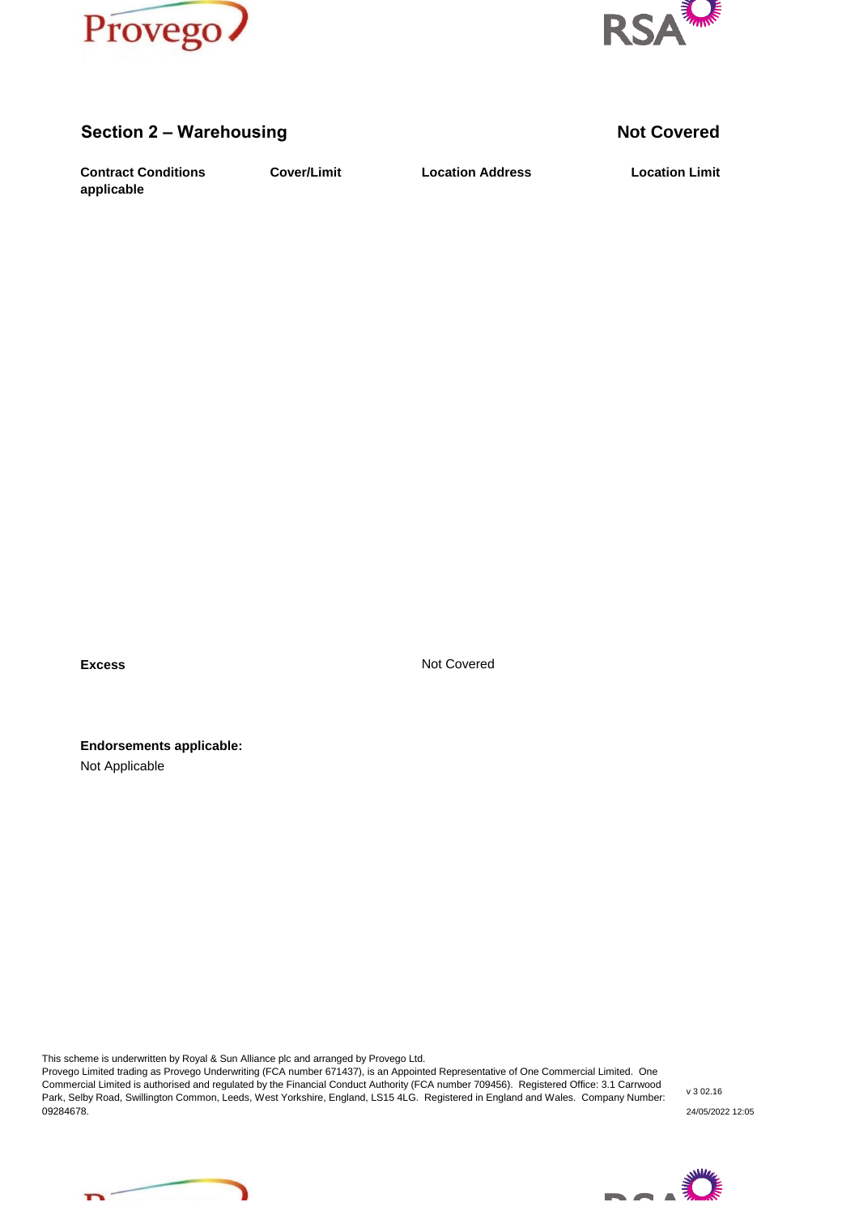## Section 2 – Warehousing

**Not Covered**

| Contract Conditions applicable | Cover/Limit | Location Address | Location Limit |
| --- | --- | --- | --- |

**Excess** Not Covered

**Endorsements applicable:**
Not Applicable

This scheme is underwritten by Royal & Sun Alliance plc and arranged by Provego Ltd.
Provego Limited trading as Provego Underwriting (FCA number 671437), is an Appointed Representative of One Commercial Limited. One Commercial Limited is authorised and regulated by the Financial Conduct Authority (FCA number 709456). Registered Office: 3.1 Carrwood Park, Selby Road, Swillington Common, Leeds, West Yorkshire, England, LS15 4LG. Registered in England and Wales. Company Number: 09284678.

v 3 02.16

24/05/2022 12:05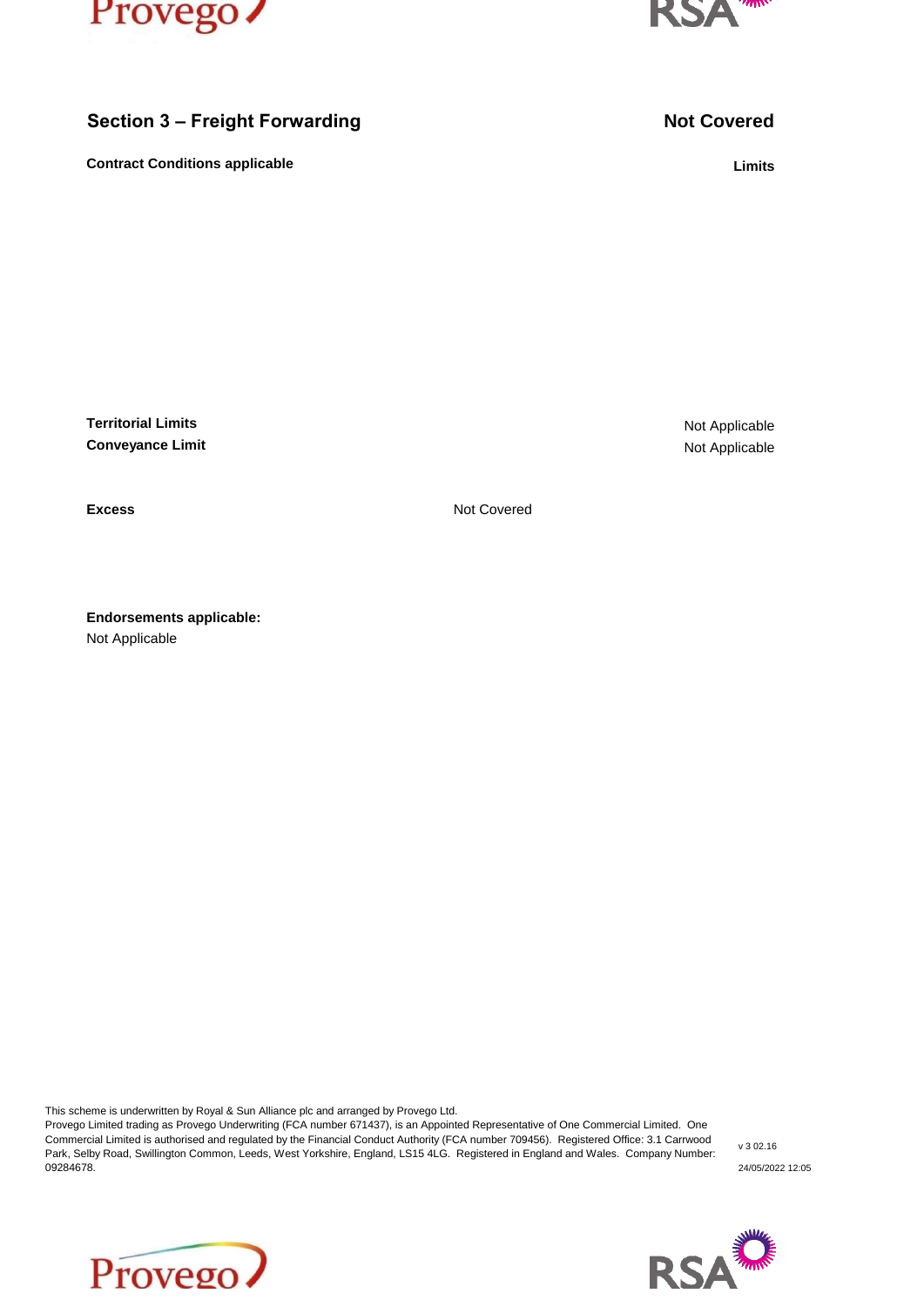## Section 3 – Freight Forwarding

**Not Covered**

**Contract Conditions applicable**

**Limits**

| | |
|---|---|
| **Territorial Limits** | Not Applicable |
| **Conveyance Limit** | Not Applicable |

**Excess** Not Covered

**Endorsements applicable:**

Not Applicable

This scheme is underwritten by Royal & Sun Alliance plc and arranged by Provego Ltd.
Provego Limited trading as Provego Underwriting (FCA number 671437), is an Appointed Representative of One Commercial Limited. One Commercial Limited is authorised and regulated by the Financial Conduct Authority (FCA number 709456). Registered Office: 3.1 Carrwood Park, Selby Road, Swillington Common, Leeds, West Yorkshire, England, LS15 4LG. Registered in England and Wales. Company Number: 09284678.

v 3 02.16

24/05/2022 12:05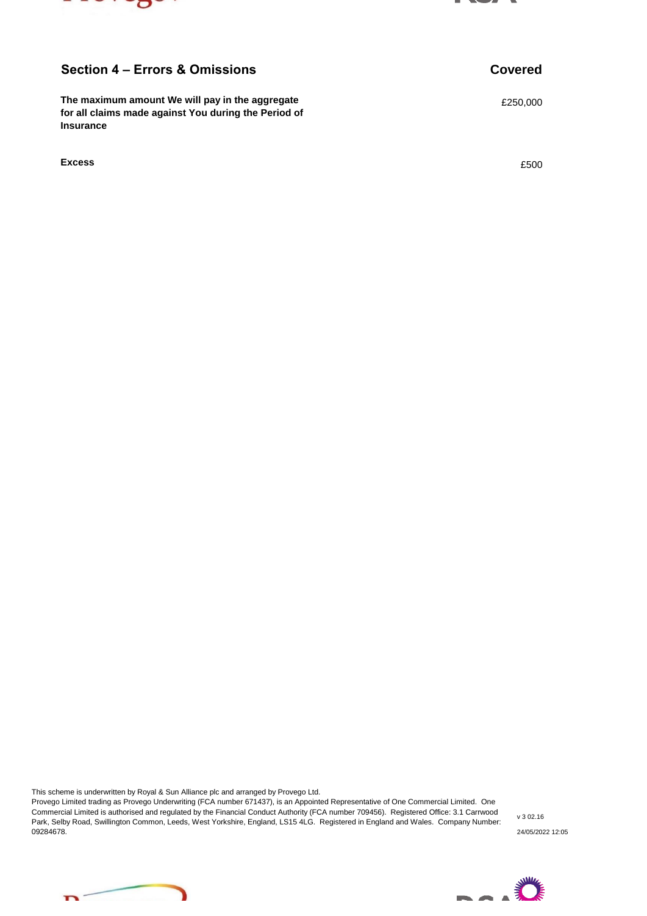| Section 4 – Errors & Omissions | Covered |
|---|---|
| **The maximum amount We will pay in the aggregate for all claims made against You during the Period of Insurance** | £250,000 |
| **Excess** | £500 |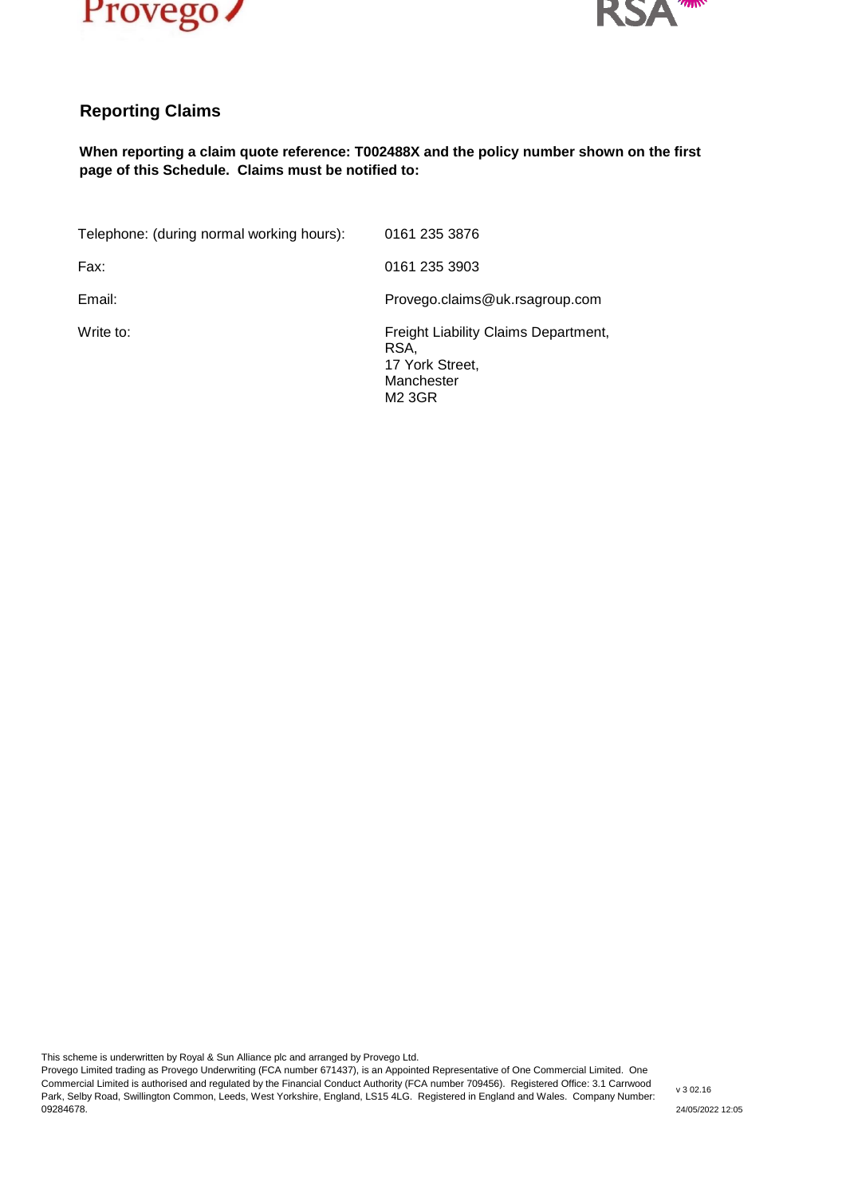## Reporting Claims

**When reporting a claim quote reference: T002488X and the policy number shown on the first page of this Schedule. Claims must be notified to:**

| | |
|---|---|
| Telephone: (during normal working hours): | 0161 235 3876 |
| Fax: | 0161 235 3903 |
| Email: | Provego.claims@uk.rsagroup.com |
| Write to: | Freight Liability Claims Department, RSA, 17 York Street, Manchester M2 3GR |

This scheme is underwritten by Royal & Sun Alliance plc and arranged by Provego Ltd.
Provego Limited trading as Provego Underwriting (FCA number 671437), is an Appointed Representative of One Commercial Limited. One Commercial Limited is authorised and regulated by the Financial Conduct Authority (FCA number 709456). Registered Office: 3.1 Carrwood Park, Selby Road, Swillington Common, Leeds, West Yorkshire, England, LS15 4LG. Registered in England and Wales. Company Number: 09284678.

v 3 02.16

24/05/2022 12:05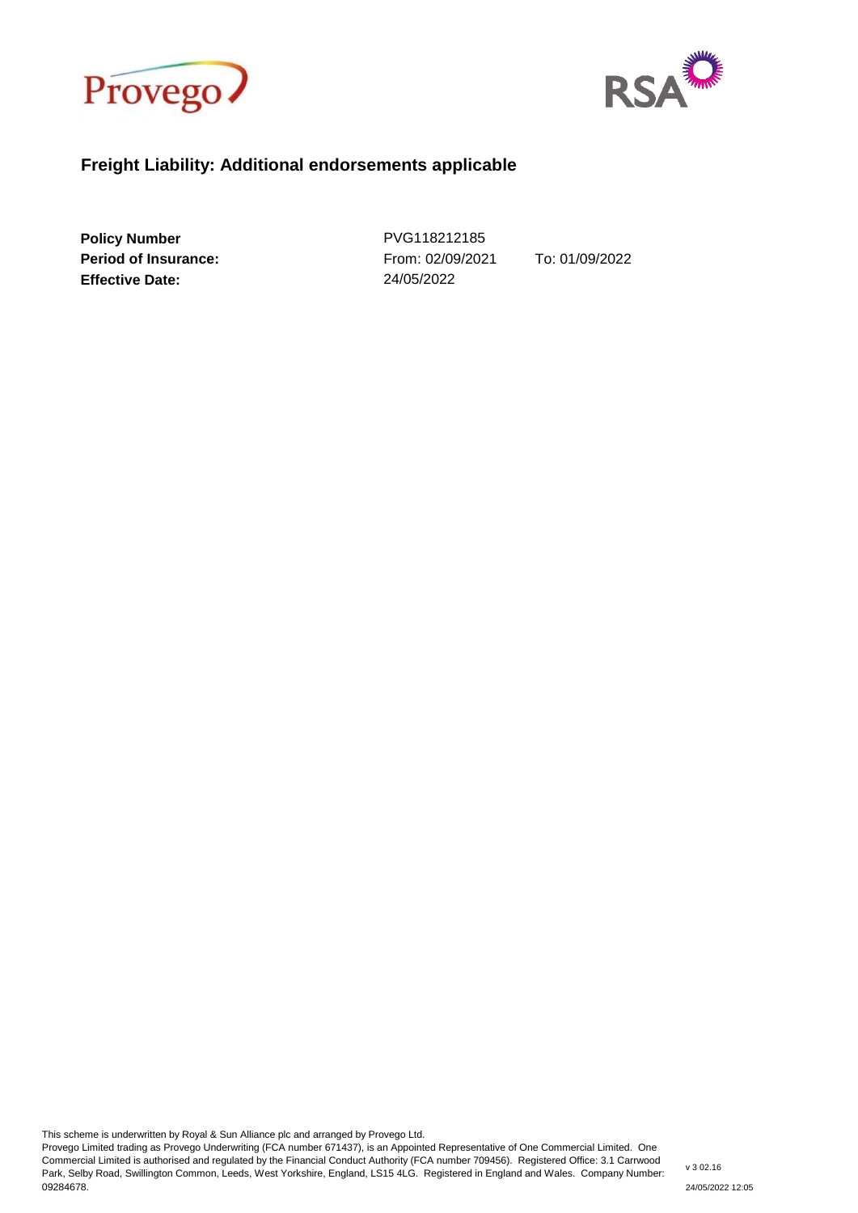## Freight Liability: Additional endorsements applicable

| | | |
|---|---|---|
| **Policy Number** | PVG118212185 | |
| **Period of Insurance:** | From: 02/09/2021 | To: 01/09/2022 |
| **Effective Date:** | 24/05/2022 | |

This scheme is underwritten by Royal & Sun Alliance plc and arranged by Provego Ltd.
Provego Limited trading as Provego Underwriting (FCA number 671437), is an Appointed Representative of One Commercial Limited. One Commercial Limited is authorised and regulated by the Financial Conduct Authority (FCA number 709456). Registered Office: 3.1 Carrwood Park, Selby Road, Swillington Common, Leeds, West Yorkshire, England, LS15 4LG. Registered in England and Wales. Company Number: 09284678.

v 3 02.16

24/05/2022 12:05